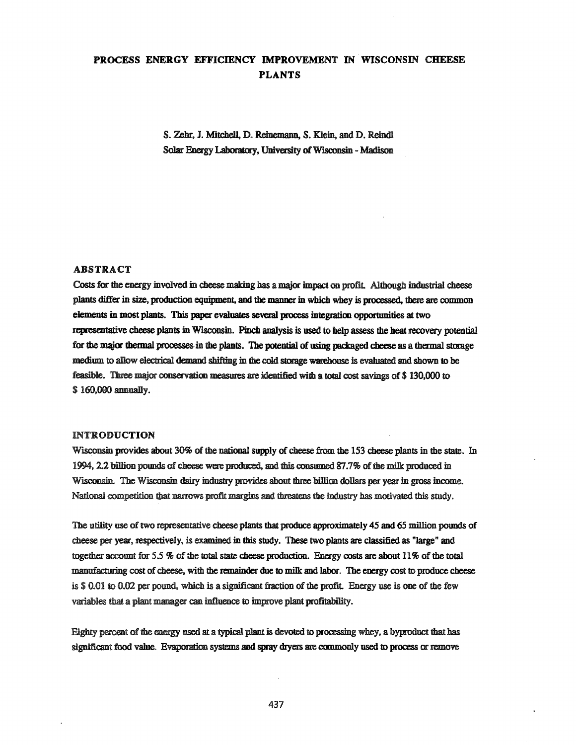# PROCESS ENERGY EFFICIENCY IMPROVEMENT IN WISCONSIN CHEESE PLANTS

S. Zehr, J. Mitchell, D. Reinemann, S. Klein, and D. Reindl
Solar Energy Laboratory, University of Wisconsin - Madison

## ABSTRACT

Costs for the energy involved in cheese making has a major impact on profit. Although industrial cheese plants differ in size, production equipment, and the manner in which whey is processed, there are common elements in most plants. This paper evaluates several process integration opportunities at two representative cheese plants in Wisconsin. Pinch analysis is used to help assess the heat recovery potential for the major thermal processes in the plants. The potential of using packaged cheese as a thermal storage medium to allow electrical demand shifting in the cold storage warehouse is evaluated and shown to be feasible. Three major conservation measures are identified with a total cost savings of $ 130,000 to $ 160,000 annually.

## INTRODUCTION

Wisconsin provides about 30% of the national supply of cheese from the 153 cheese plants in the state. In 1994, 2.2 billion pounds of cheese were produced, and this consumed 87.7% of the milk produced in Wisconsin. The Wisconsin dairy industry provides about three billion dollars per year in gross income. National competition that narrows profit margins and threatens the industry has motivated this study.

The utility use of two representative cheese plants that produce approximately 45 and 65 million pounds of cheese per year, respectively, is examined in this study. These two plants are classified as "large" and together account for 5.5 % of the total state cheese production. Energy costs are about 11% of the total manufacturing cost of cheese, with the remainder due to milk and labor. The energy cost to produce cheese is $ 0.01 to 0.02 per pound, which is a significant fraction of the profit. Energy use is one of the few variables that a plant manager can influence to improve plant profitability.

Eighty percent of the energy used at a typical plant is devoted to processing whey, a byproduct that has significant food value. Evaporation systems and spray dryers are commonly used to process or remove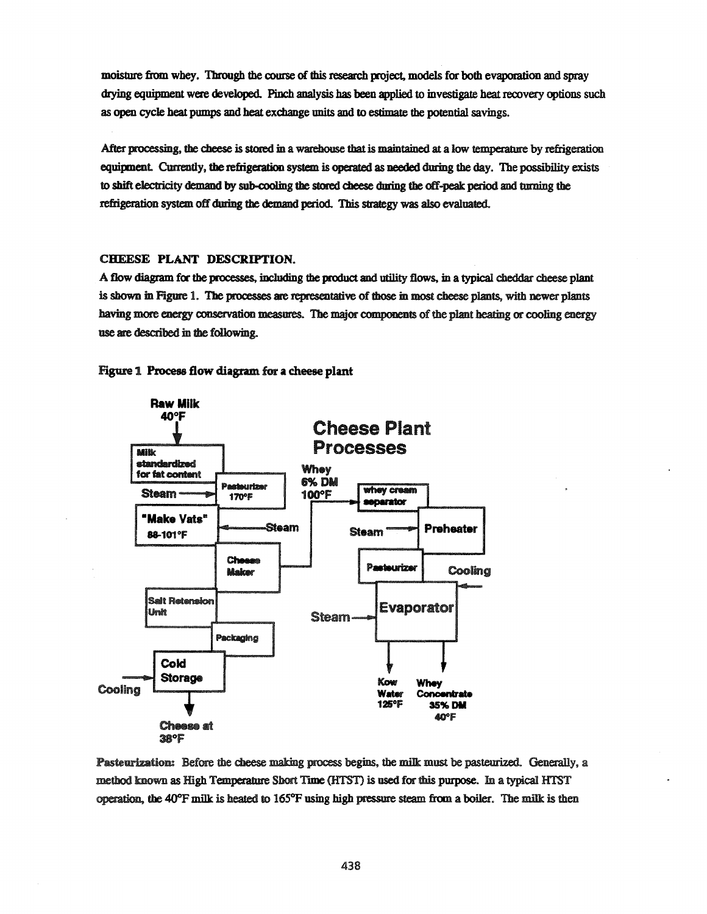moisture from whey. Through the course of this research project, models for both evaporation and spray drying equipment were developed. Pinch analysis has been applied to investigate heat recovery options such as open cycle heat pumps and heat exchange units and to estimate the potential savings.

After processing, the cheese is stored in a warehouse that is maintained at a low temperature by refrigeration equipment. Currently, the refrigeration system is operated as needed during the day. The possibility exists to shift electricity demand by sub-cooling the stored cheese during the off-peak period and turning the refrigeration system off during the demand period. This strategy was also evaluated.

## CHEESE PLANT DESCRIPTION.

A flow diagram for the processes, including the product and utility flows, in a typical cheddar cheese plant is shown in Figure 1. The processes are representative of those in most cheese plants, with newer plants having more energy conservation measures. The major components of the plant heating or cooling energy use are described in the following.

**Figure 1 Process flow diagram for a cheese plant**

**Pasteurization:** Before the cheese making process begins, the milk must be pasteurized. Generally, a method known as High Temperature Short Time (HTST) is used for this purpose. In a typical HTST operation, the 40°F milk is heated to 165°F using high pressure steam from a boiler. The milk is then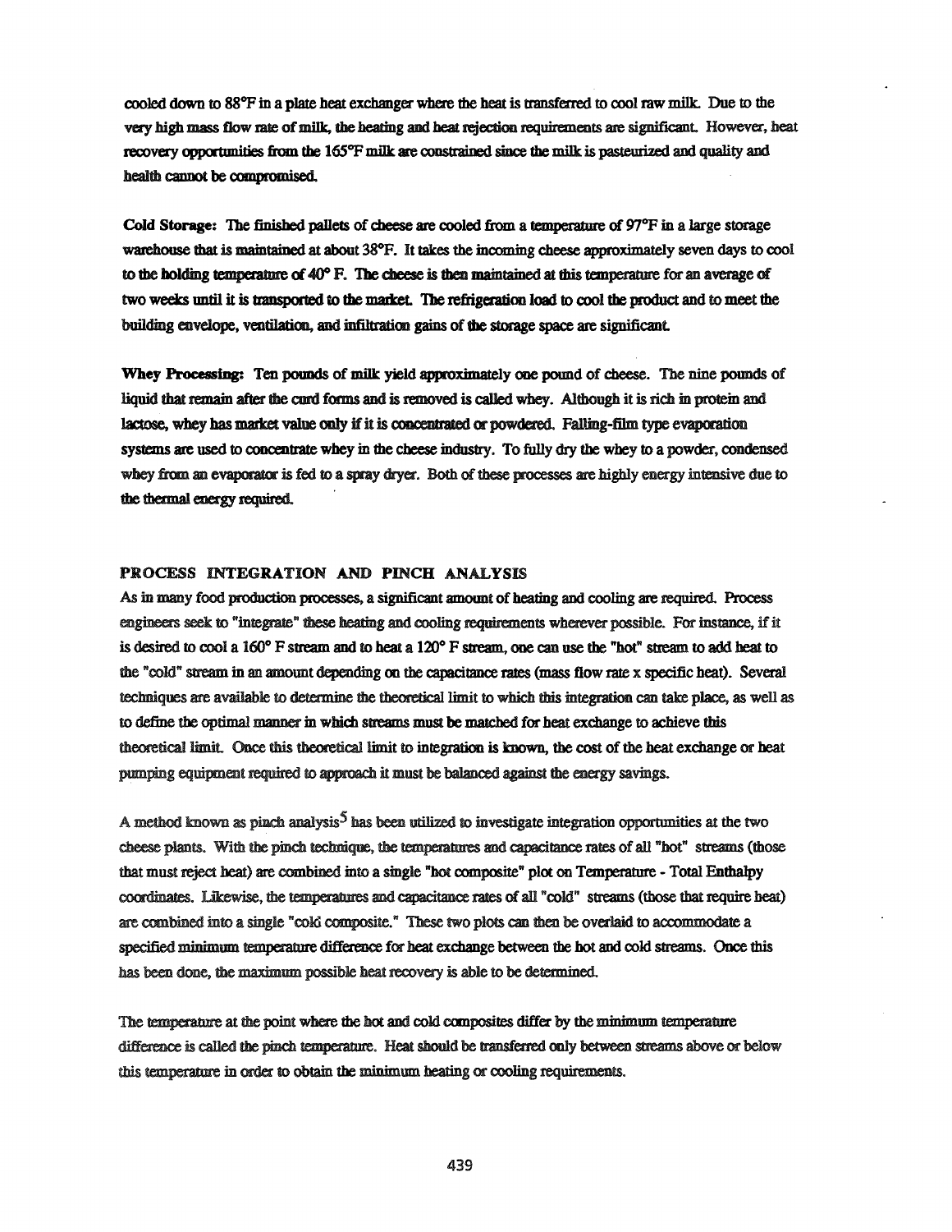cooled down to 88°F in a plate heat exchanger where the heat is transferred to cool raw milk. Due to the very high mass flow rate of milk, the heating and heat rejection requirements are significant. However, heat recovery opportunities from the 165°F milk are constrained since the milk is pasteurized and quality and health cannot be compromised.

**Cold Storage:** The finished pallets of cheese are cooled from a temperature of 97°F in a large storage warehouse that is maintained at about 38°F. It takes the incoming cheese approximately seven days to cool to the holding temperature of 40° F. The cheese is then maintained at this temperature for an average of two weeks until it is transported to the market. The refrigeration load to cool the product and to meet the building envelope, ventilation, and infiltration gains of the storage space are significant.

**Whey Processing:** Ten pounds of milk yield approximately one pound of cheese. The nine pounds of liquid that remain after the curd forms and is removed is called whey. Although it is rich in protein and lactose, whey has market value only if it is concentrated or powdered. Falling-film type evaporation systems are used to concentrate whey in the cheese industry. To fully dry the whey to a powder, condensed whey from an evaporator is fed to a spray dryer. Both of these processes are highly energy intensive due to the thermal energy required.

## PROCESS INTEGRATION AND PINCH ANALYSIS

As in many food production processes, a significant amount of heating and cooling are required. Process engineers seek to "integrate" these heating and cooling requirements wherever possible. For instance, if it is desired to cool a 160° F stream and to heat a 120° F stream, one can use the "hot" stream to add heat to the "cold" stream in an amount depending on the capacitance rates (mass flow rate x specific heat). Several techniques are available to determine the theoretical limit to which this integration can take place, as well as to define the optimal manner in which streams must be matched for heat exchange to achieve this theoretical limit. Once this theoretical limit to integration is known, the cost of the heat exchange or heat pumping equipment required to approach it must be balanced against the energy savings.

A method known as pinch analysis[5] has been utilized to investigate integration opportunities at the two cheese plants. With the pinch technique, the temperatures and capacitance rates of all "hot" streams (those that must reject heat) are combined into a single "hot composite" plot on Temperature - Total Enthalpy coordinates. Likewise, the temperatures and capacitance rates of all "cold" streams (those that require heat) are combined into a single "cold composite." These two plots can then be overlaid to accommodate a specified minimum temperature difference for heat exchange between the hot and cold streams. Once this has been done, the maximum possible heat recovery is able to be determined.

The temperature at the point where the hot and cold composites differ by the minimum temperature difference is called the pinch temperature. Heat should be transferred only between streams above or below this temperature in order to obtain the minimum heating or cooling requirements.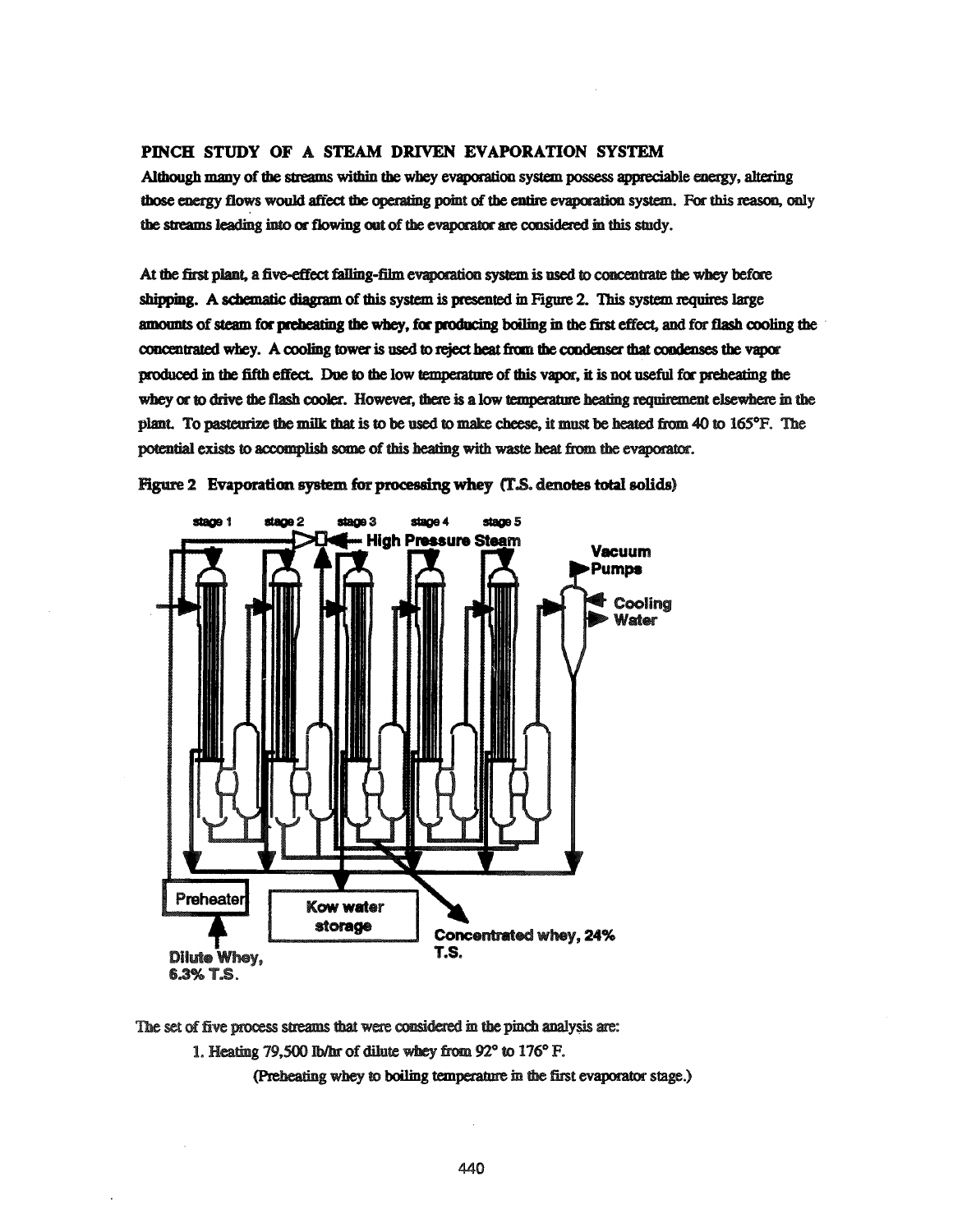## PINCH STUDY OF A STEAM DRIVEN EVAPORATION SYSTEM

Although many of the streams within the whey evaporation system possess appreciable energy, altering those energy flows would affect the operating point of the entire evaporation system. For this reason, only the streams leading into or flowing out of the evaporator are considered in this study.

At the first plant, a five-effect falling-film evaporation system is used to concentrate the whey before shipping. A schematic diagram of this system is presented in Figure 2. This system requires large amounts of steam for preheating the whey, for producing boiling in the first effect, and for flash cooling the concentrated whey. A cooling tower is used to reject heat from the condenser that condenses the vapor produced in the fifth effect. Due to the low temperature of this vapor, it is not useful for preheating the whey or to drive the flash cooler. However, there is a low temperature heating requirement elsewhere in the plant. To pasteurize the milk that is to be used to make cheese, it must be heated from 40 to 165°F. The potential exists to accomplish some of this heating with waste heat from the evaporator.

**Figure 2 Evaporation system for processing whey (T.S. denotes total solids)**

stage 1 stage 2 stage 3 stage 4 stage 5

High Pressure Steam

Vacuum Pumps

Cooling Water

Preheater

Kow water storage

Dilute Whey, 6.3% T.S.

Concentrated whey, 24% T.S.

The set of five process streams that were considered in the pinch analysis are:

1. Heating 79,500 lb/hr of dilute whey from 92° to 176° F.

   (Preheating whey to boiling temperature in the first evaporator stage.)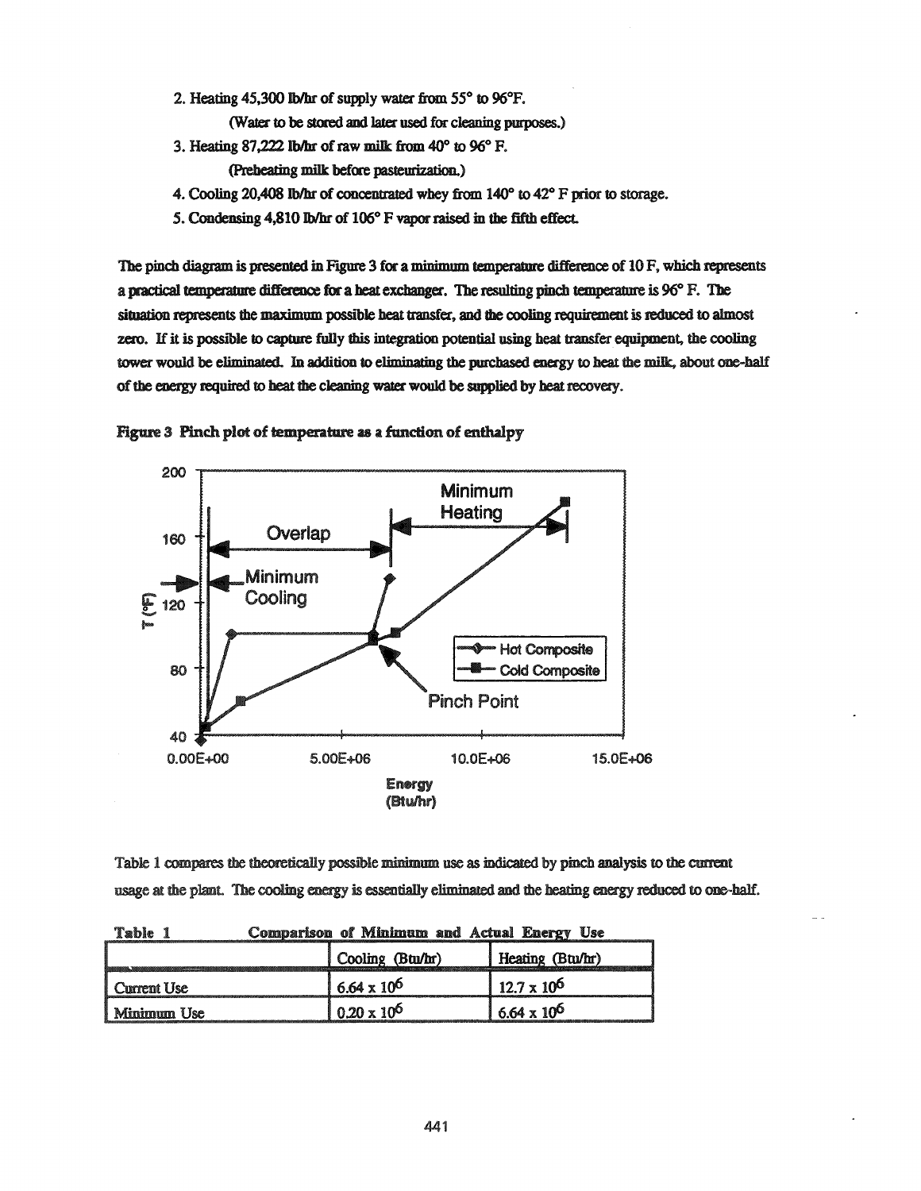2. Heating 45,300 lb/hr of supply water from 55° to 96°F.
   (Water to be stored and later used for cleaning purposes.)
3. Heating 87,222 lb/hr of raw milk from 40° to 96° F.
   (Preheating milk before pasteurization.)
4. Cooling 20,408 lb/hr of concentrated whey from 140° to 42° F prior to storage.
5. Condensing 4,810 lb/hr of 106° F vapor raised in the fifth effect.

The pinch diagram is presented in Figure 3 for a minimum temperature difference of 10 F, which represents a practical temperature difference for a heat exchanger. The resulting pinch temperature is 96° F. The situation represents the maximum possible heat transfer, and the cooling requirement is reduced to almost zero. If it is possible to capture fully this integration potential using heat transfer equipment, the cooling tower would be eliminated. In addition to eliminating the purchased energy to heat the milk, about one-half of the energy required to heat the cleaning water would be supplied by heat recovery.

**Figure 3 Pinch plot of temperature as a function of enthalpy**

Table 1 compares the theoretically possible minimum use as indicated by pinch analysis to the current usage at the plant. The cooling energy is essentially eliminated and the heating energy reduced to one-half.

**Table 1 Comparison of Minimum and Actual Energy Use**

| | Cooling (Btu/hr) | Heating (Btu/hr) |
|---|---|---|
| Current Use | $6.64 \times 10^6$ | $12.7 \times 10^6$ |
| Minimum Use | $0.20 \times 10^6$ | $6.64 \times 10^6$ |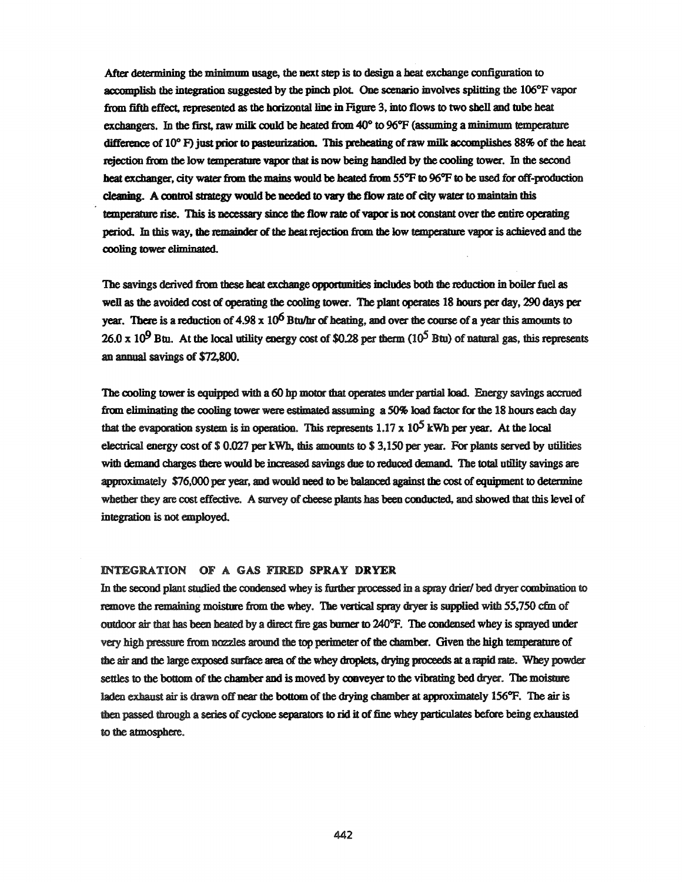After determining the minimum usage, the next step is to design a heat exchange configuration to accomplish the integration suggested by the pinch plot. One scenario involves splitting the 106°F vapor from fifth effect, represented as the horizontal line in Figure 3, into flows to two shell and tube heat exchangers. In the first, raw milk could be heated from 40° to 96°F (assuming a minimum temperature difference of 10° F) just prior to pasteurization. This preheating of raw milk accomplishes 88% of the heat rejection from the low temperature vapor that is now being handled by the cooling tower. In the second heat exchanger, city water from the mains would be heated from 55°F to 96°F to be used for off-production cleaning. A control strategy would be needed to vary the flow rate of city water to maintain this temperature rise. This is necessary since the flow rate of vapor is not constant over the entire operating period. In this way, the remainder of the heat rejection from the low temperature vapor is achieved and the cooling tower eliminated.

The savings derived from these heat exchange opportunities includes both the reduction in boiler fuel as well as the avoided cost of operating the cooling tower. The plant operates 18 hours per day, 290 days per year. There is a reduction of $4.98 \times 10^6$ Btu/hr of heating, and over the course of a year this amounts to $26.0 \times 10^9$ Btu. At the local utility energy cost of $0.28 per therm ($10^5$ Btu) of natural gas, this represents an annual savings of $72,800.

The cooling tower is equipped with a 60 hp motor that operates under partial load. Energy savings accrued from eliminating the cooling tower were estimated assuming a 50% load factor for the 18 hours each day that the evaporation system is in operation. This represents $1.17 \times 10^5$ kWh per year. At the local electrical energy cost of $ 0.027 per kWh, this amounts to $ 3,150 per year. For plants served by utilities with demand charges there would be increased savings due to reduced demand. The total utility savings are approximately $76,000 per year, and would need to be balanced against the cost of equipment to determine whether they are cost effective. A survey of cheese plants has been conducted, and showed that this level of integration is not employed.

## INTEGRATION OF A GAS FIRED SPRAY DRYER

In the second plant studied the condensed whey is further processed in a spray drier/ bed dryer combination to remove the remaining moisture from the whey. The vertical spray dryer is supplied with 55,750 cfm of outdoor air that has been heated by a direct fire gas burner to 240°F. The condensed whey is sprayed under very high pressure from nozzles around the top perimeter of the chamber. Given the high temperature of the air and the large exposed surface area of the whey droplets, drying proceeds at a rapid rate. Whey powder settles to the bottom of the chamber and is moved by conveyer to the vibrating bed dryer. The moisture laden exhaust air is drawn off near the bottom of the drying chamber at approximately 156°F. The air is then passed through a series of cyclone separators to rid it of fine whey particulates before being exhausted to the atmosphere.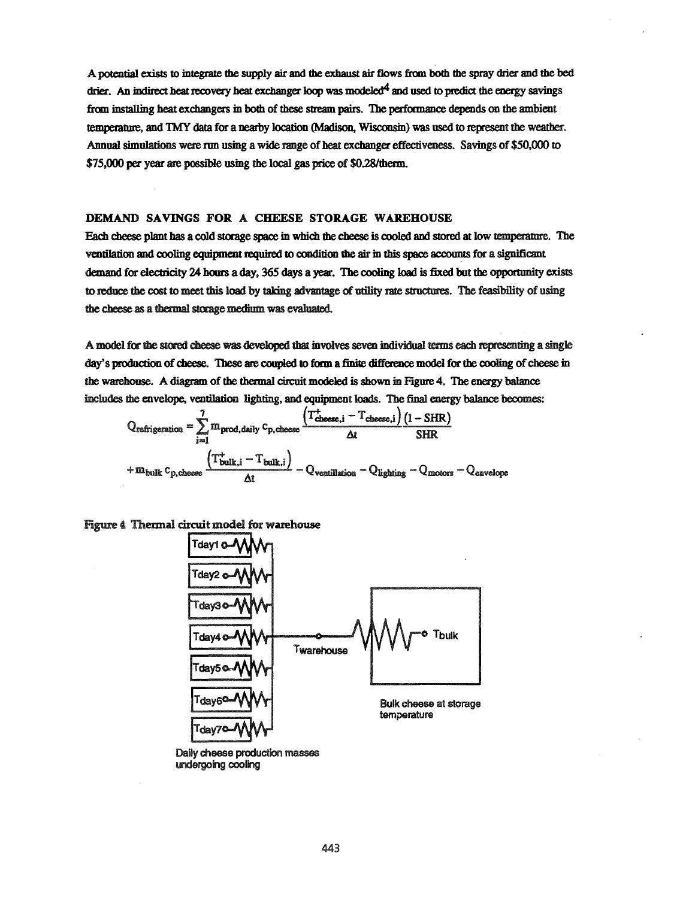A potential exists to integrate the supply air and the exhaust air flows from both the spray drier and the bed drier. An indirect heat recovery heat exchanger loop was modeled[4] and used to predict the energy savings from installing heat exchangers in both of these stream pairs. The performance depends on the ambient temperature, and TMY data for a nearby location (Madison, Wisconsin) was used to represent the weather. Annual simulations were run using a wide range of heat exchanger effectiveness. Savings of $50,000 to $75,000 per year are possible using the local gas price of $0.28/therm.

## DEMAND SAVINGS FOR A CHEESE STORAGE WAREHOUSE

Each cheese plant has a cold storage space in which the cheese is cooled and stored at low temperature. The ventilation and cooling equipment required to condition the air in this space accounts for a significant demand for electricity 24 hours a day, 365 days a year. The cooling load is fixed but the opportunity exists to reduce the cost to meet this load by taking advantage of utility rate structures. The feasibility of using the cheese as a thermal storage medium was evaluated.

A model for the stored cheese was developed that involves seven individual terms each representing a single day's production of cheese. These are coupled to form a finite difference model for the cooling of cheese in the warehouse. A diagram of the thermal circuit modeled is shown in Figure 4. The energy balance includes the envelope, ventilation lighting, and equipment loads. The final energy balance becomes:

$$Q_{refrigeration} = \sum_{i=1}^{7} m_{prod,daily}\, c_{p,cheese} \frac{\left(T^{+}_{cheese,i} - T_{cheese,i}\right)}{\Delta t} \frac{(1 - SHR)}{SHR}$$

$$+ m_{bulk}\, c_{p,cheese} \frac{\left(T^{+}_{bulk,i} - T_{bulk,i}\right)}{\Delta t} - Q_{ventillation} - Q_{lighting} - Q_{motors} - Q_{envelope}$$

Figure 4 Thermal circuit model for warehouse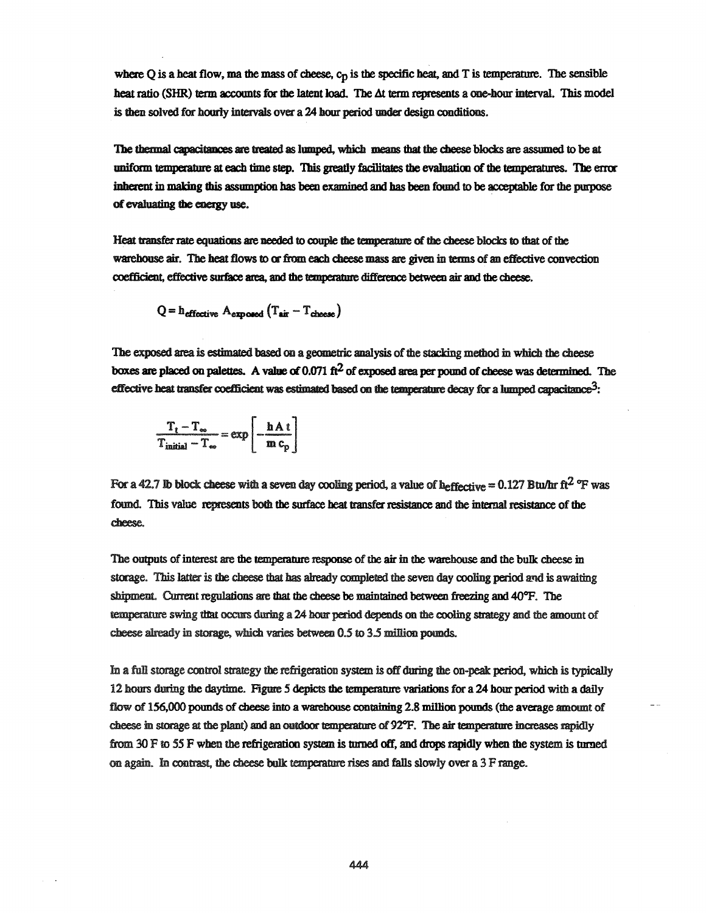where Q is a heat flow, ma the mass of cheese, $c_p$ is the specific heat, and T is temperature. The sensible heat ratio (SHR) term accounts for the latent load. The $\Delta t$ term represents a one-hour interval. This model is then solved for hourly intervals over a 24 hour period under design conditions.

The thermal capacitances are treated as lumped, which means that the cheese blocks are assumed to be at uniform temperature at each time step. This greatly facilitates the evaluation of the temperatures. The error inherent in making this assumption has been examined and has been found to be acceptable for the purpose of evaluating the energy use.

Heat transfer rate equations are needed to couple the temperature of the cheese blocks to that of the warehouse air. The heat flows to or from each cheese mass are given in terms of an effective convection coefficient, effective surface area, and the temperature difference between air and the cheese.

$$Q = h_{effective}\, A_{exposed}\left(T_{air} - T_{cheese}\right)$$

The exposed area is estimated based on a geometric analysis of the stacking method in which the cheese boxes are placed on palettes. A value of 0.071 $ft^2$ of exposed area per pound of cheese was determined. The effective heat transfer coefficient was estimated based on the temperature decay for a lumped capacitance[3]:

$$\frac{T_t - T_\infty}{T_{initial} - T_\infty} = \exp\left[-\frac{h\,A\,t}{m\,c_p}\right]$$

For a 42.7 lb block cheese with a seven day cooling period, a value of $h_{effective} = 0.127$ Btu/hr $ft^2$ °F was found. This value represents both the surface heat transfer resistance and the internal resistance of the cheese.

The outputs of interest are the temperature response of the air in the warehouse and the bulk cheese in storage. This latter is the cheese that has already completed the seven day cooling period and is awaiting shipment. Current regulations are that the cheese be maintained between freezing and 40°F. The temperature swing that occurs during a 24 hour period depends on the cooling strategy and the amount of cheese already in storage, which varies between 0.5 to 3.5 million pounds.

In a full storage control strategy the refrigeration system is off during the on-peak period, which is typically 12 hours during the daytime. Figure 5 depicts the temperature variations for a 24 hour period with a daily flow of 156,000 pounds of cheese into a warehouse containing 2.8 million pounds (the average amount of cheese in storage at the plant) and an outdoor temperature of 92°F. The air temperature increases rapidly from 30 F to 55 F when the refrigeration system is turned off, and drops rapidly when the system is turned on again. In contrast, the cheese bulk temperature rises and falls slowly over a 3 F range.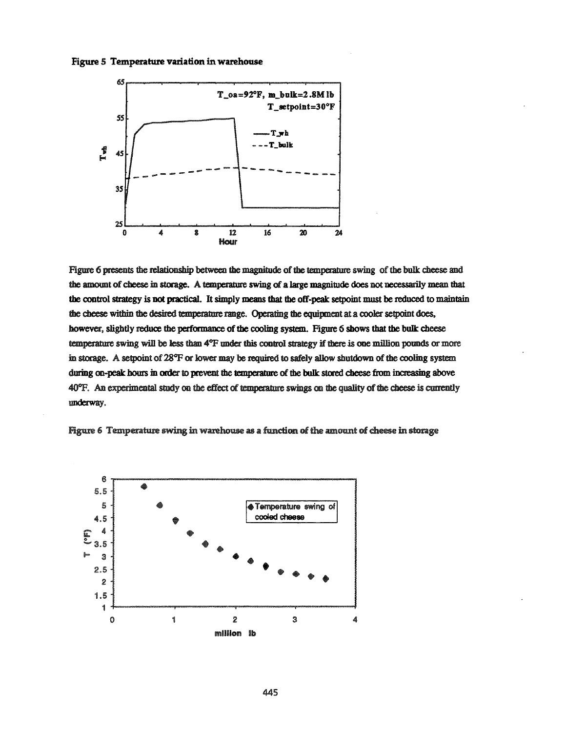**Figure 5 Temperature variation in warehouse**

Figure 6 presents the relationship between the magnitude of the temperature swing of the bulk cheese and the amount of cheese in storage. A temperature swing of a large magnitude does not necessarily mean that the control strategy is not practical. It simply means that the off-peak setpoint must be reduced to maintain the cheese within the desired temperature range. Operating the equipment at a cooler setpoint does, however, slightly reduce the performance of the cooling system. Figure 6 shows that the bulk cheese temperature swing will be less than 4°F under this control strategy if there is one million pounds or more in storage. A setpoint of 28°F or lower may be required to safely allow shutdown of the cooling system during on-peak hours in order to prevent the temperature of the bulk stored cheese from increasing above 40°F. An experimental study on the effect of temperature swings on the quality of the cheese is currently underway.

**Figure 6 Temperature swing in warehouse as a function of the amount of cheese in storage**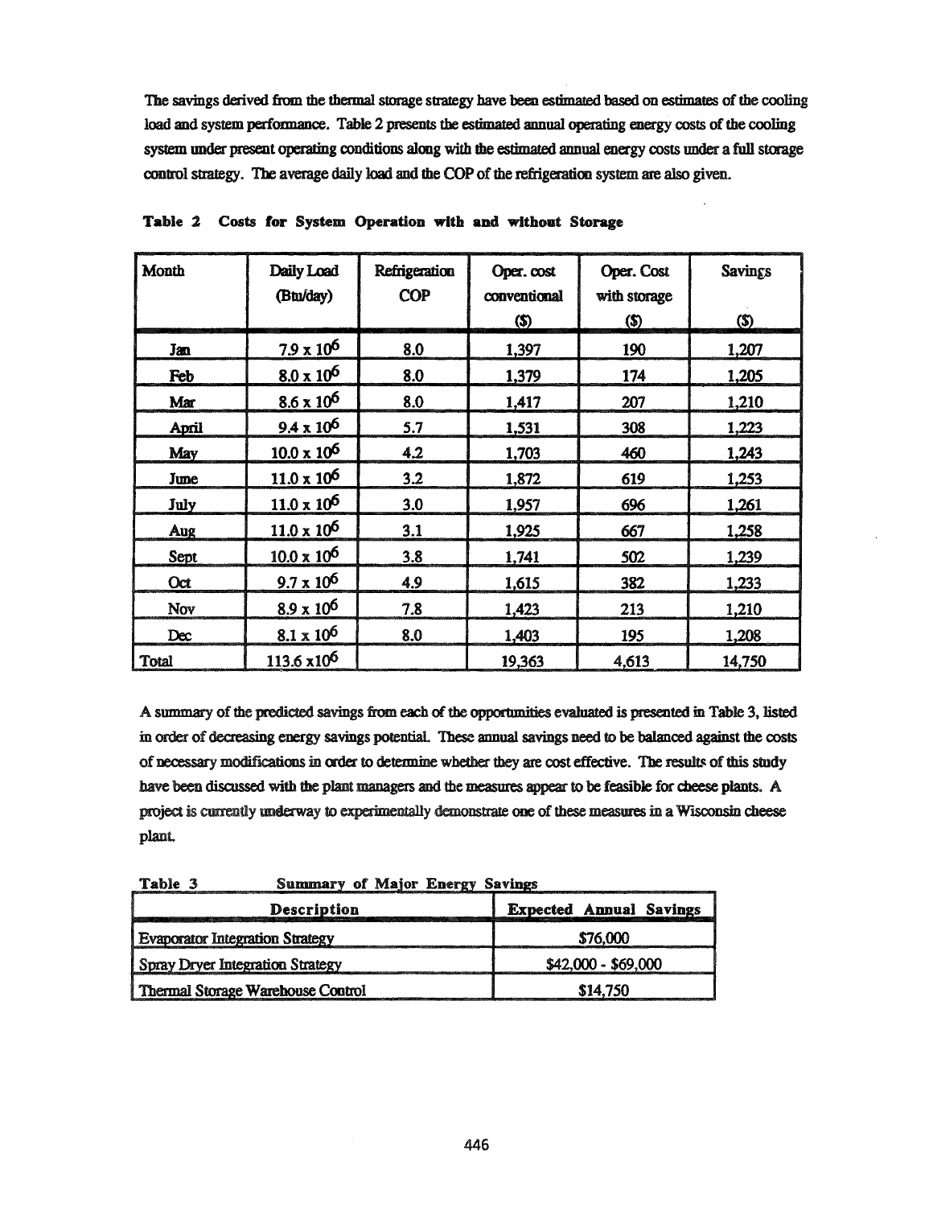The savings derived from the thermal storage strategy have been estimated based on estimates of the cooling load and system performance. Table 2 presents the estimated annual operating energy costs of the cooling system under present operating conditions along with the estimated annual energy costs under a full storage control strategy. The average daily load and the COP of the refrigeration system are also given.

**Table 2 Costs for System Operation with and without Storage**

| Month | Daily Load (Btu/day) | Refrigeration COP | Oper. cost conventional ($) | Oper. Cost with storage ($) | Savings ($) |
|---|---|---|---|---|---|
| Jan | $7.9 \times 10^6$ | 8.0 | 1,397 | 190 | 1,207 |
| Feb | $8.0 \times 10^6$ | 8.0 | 1,379 | 174 | 1,205 |
| Mar | $8.6 \times 10^6$ | 8.0 | 1,417 | 207 | 1,210 |
| April | $9.4 \times 10^6$ | 5.7 | 1,531 | 308 | 1,223 |
| May | $10.0 \times 10^6$ | 4.2 | 1,703 | 460 | 1,243 |
| June | $11.0 \times 10^6$ | 3.2 | 1,872 | 619 | 1,253 |
| July | $11.0 \times 10^6$ | 3.0 | 1,957 | 696 | 1,261 |
| Aug | $11.0 \times 10^6$ | 3.1 | 1,925 | 667 | 1,258 |
| Sept | $10.0 \times 10^6$ | 3.8 | 1,741 | 502 | 1,239 |
| Oct | $9.7 \times 10^6$ | 4.9 | 1,615 | 382 | 1,233 |
| Nov | $8.9 \times 10^6$ | 7.8 | 1,423 | 213 | 1,210 |
| Dec | $8.1 \times 10^6$ | 8.0 | 1,403 | 195 | 1,208 |
| Total | $113.6 \times 10^6$ | | 19,363 | 4,613 | 14,750 |

A summary of the predicted savings from each of the opportunities evaluated is presented in Table 3, listed in order of decreasing energy savings potential. These annual savings need to be balanced against the costs of necessary modifications in order to determine whether they are cost effective. The results of this study have been discussed with the plant managers and the measures appear to be feasible for cheese plants. A project is currently underway to experimentally demonstrate one of these measures in a Wisconsin cheese plant.

**Table 3 Summary of Major Energy Savings**

| Description | Expected Annual Savings |
|---|---|
| Evaporator Integration Strategy | $76,000 |
| Spray Dryer Integration Strategy | $42,000 - $69,000 |
| Thermal Storage Warehouse Control | $14,750 |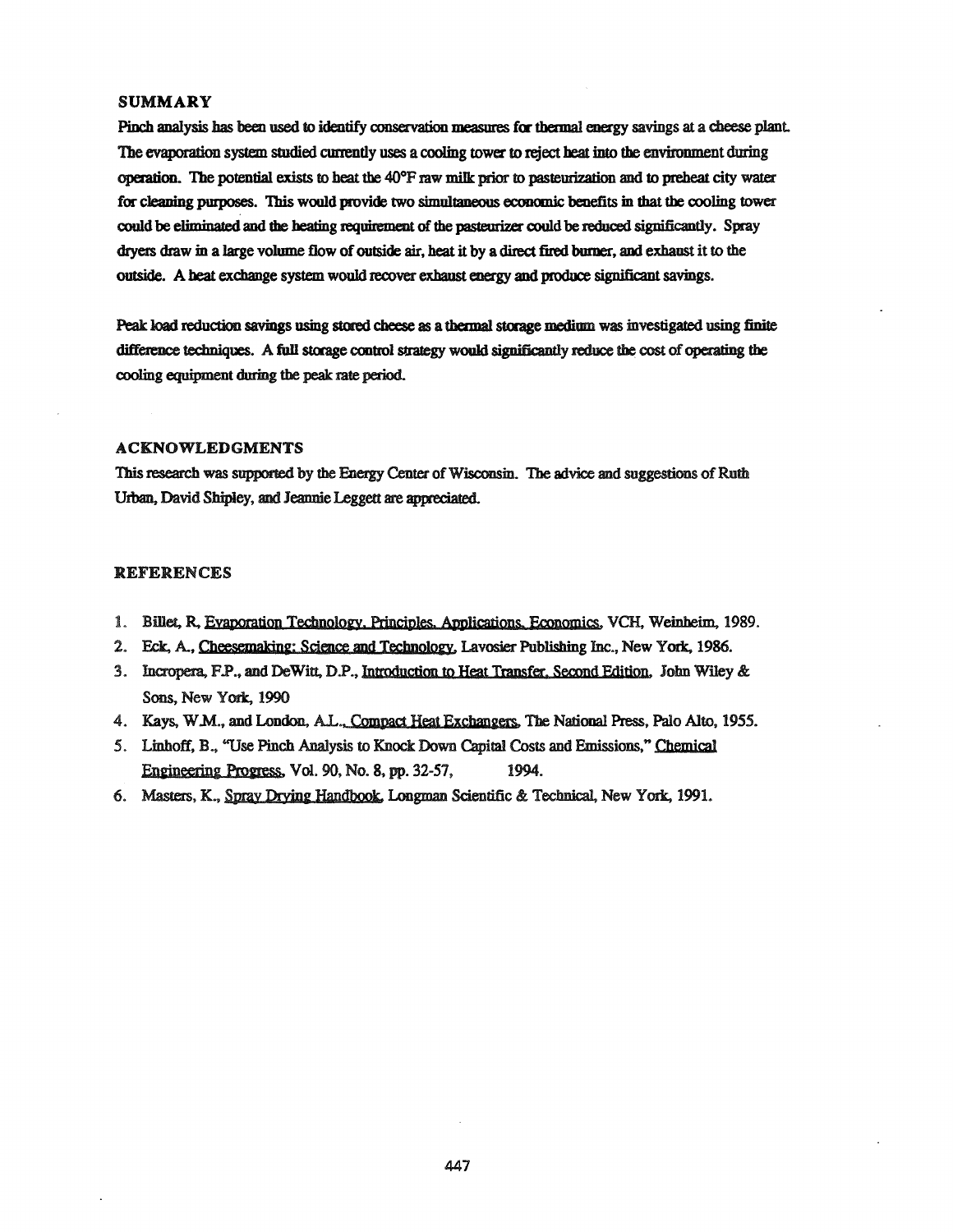## SUMMARY

Pinch analysis has been used to identify conservation measures for thermal energy savings at a cheese plant. The evaporation system studied currently uses a cooling tower to reject heat into the environment during operation. The potential exists to heat the 40°F raw milk prior to pasteurization and to preheat city water for cleaning purposes. This would provide two simultaneous economic benefits in that the cooling tower could be eliminated and the heating requirement of the pasteurizer could be reduced significantly. Spray dryers draw in a large volume flow of outside air, heat it by a direct fired burner, and exhaust it to the outside. A heat exchange system would recover exhaust energy and produce significant savings.

Peak load reduction savings using stored cheese as a thermal storage medium was investigated using finite difference techniques. A full storage control strategy would significantly reduce the cost of operating the cooling equipment during the peak rate period.

## ACKNOWLEDGMENTS

This research was supported by the Energy Center of Wisconsin. The advice and suggestions of Ruth Urban, David Shipley, and Jeannie Leggett are appreciated.

## REFERENCES

1. Billet, R, Evaporation Technology, Principles, Applications, Economics, VCH, Weinheim, 1989.
2. Eck, A., Cheesemaking: Science and Technology, Lavosier Publishing Inc., New York, 1986.
3. Incropera, F.P., and DeWitt, D.P., Introduction to Heat Transfer, Second Edition, John Wiley & Sons, New York, 1990
4. Kays, W.M., and London, A.L., Compact Heat Exchangers, The National Press, Palo Alto, 1955.
5. Linhoff, B., "Use Pinch Analysis to Knock Down Capital Costs and Emissions," Chemical Engineering Progress, Vol. 90, No. 8, pp. 32-57, 1994.
6. Masters, K., Spray Drying Handbook, Longman Scientific & Technical, New York, 1991.